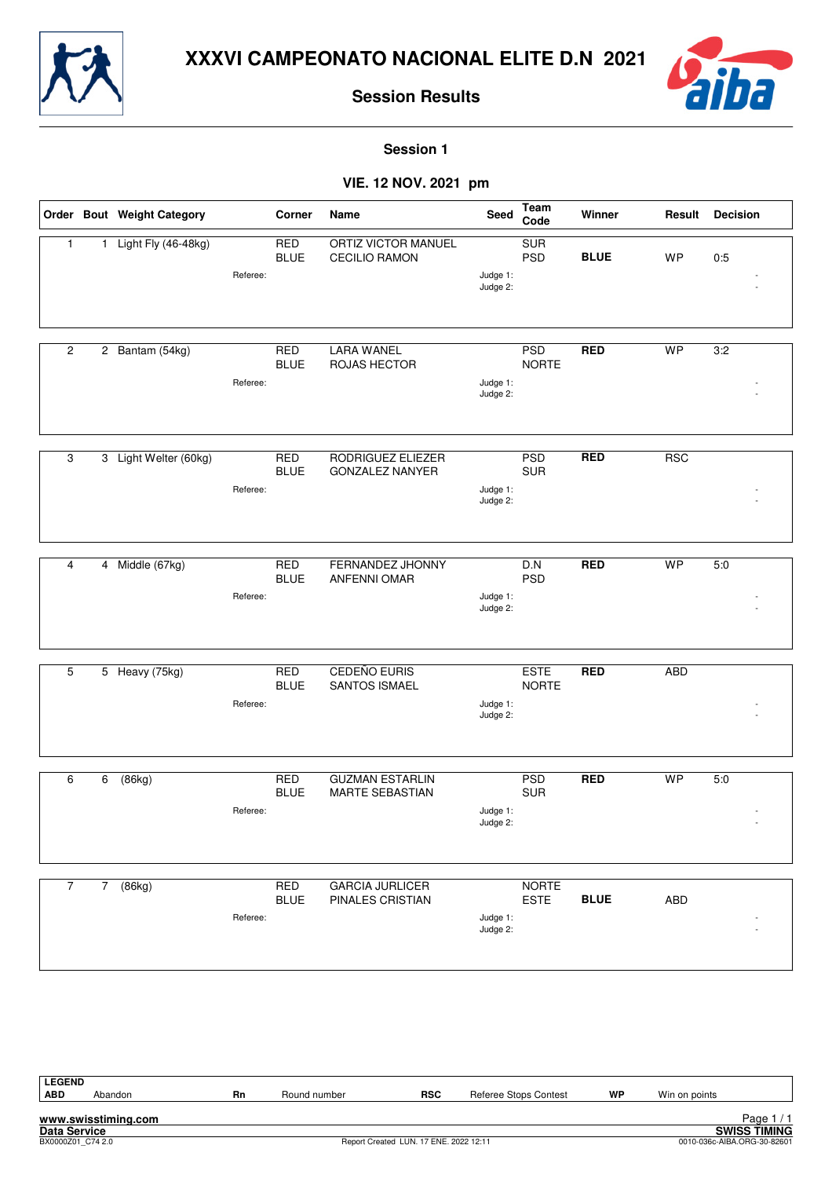# XXXVI CAMPEONATO NACIONAL ELITE D.N 2021

## Session Results

### Session 1

### VIE. 12 NOV. 2021 pm

| Order | Bout | Weight Category | | Corner | Name | Seed | Team Code | Winner | Result | Decision |
|---|---|---|---|---|---|---|---|---|---|---|
| 1 | 1 | Light Fly (46-48kg) | | RED | ORTIZ VICTOR MANUEL | | SUR | | | |
| | | | | BLUE | CECILIO RAMON | | PSD | **BLUE** | WP | 0:5 |
| | | | Referee: | | | Judge 1: | | | | - |
| | | | | | | Judge 2: | | | | - |
| 2 | 2 | Bantam (54kg) | | RED | LARA WANEL | | PSD | **RED** | WP | 3:2 |
| | | | | BLUE | ROJAS HECTOR | | NORTE | | | |
| | | | Referee: | | | Judge 1: | | | | - |
| | | | | | | Judge 2: | | | | - |
| 3 | 3 | Light Welter (60kg) | | RED | RODRIGUEZ ELIEZER | | PSD | **RED** | RSC | |
| | | | | BLUE | GONZALEZ NANYER | | SUR | | | |
| | | | Referee: | | | Judge 1: | | | | - |
| | | | | | | Judge 2: | | | | - |
| 4 | 4 | Middle (67kg) | | RED | FERNANDEZ JHONNY | | D.N | **RED** | WP | 5:0 |
| | | | | BLUE | ANFENNI OMAR | | PSD | | | |
| | | | Referee: | | | Judge 1: | | | | - |
| | | | | | | Judge 2: | | | | - |
| 5 | 5 | Heavy (75kg) | | RED | CEDEÑO EURIS | | ESTE | **RED** | ABD | |
| | | | | BLUE | SANTOS ISMAEL | | NORTE | | | |
| | | | Referee: | | | Judge 1: | | | | - |
| | | | | | | Judge 2: | | | | - |
| 6 | 6 | (86kg) | | RED | GUZMAN ESTARLIN | | PSD | **RED** | WP | 5:0 |
| | | | | BLUE | MARTE SEBASTIAN | | SUR | | | |
| | | | Referee: | | | Judge 1: | | | | - |
| | | | | | | Judge 2: | | | | - |
| 7 | 7 | (86kg) | | RED | GARCIA JURLICER | | NORTE | | | |
| | | | | BLUE | PINALES CRISTIAN | | ESTE | **BLUE** | ABD | |
| | | | Referee: | | | Judge 1: | | | | - |
| | | | | | | Judge 2: | | | | - |

| LEGEND | | | | | | | |
|---|---|---|---|---|---|---|---|
| ABD | Abandon | Rn | Round number | RSC | Referee Stops Contest | WP | Win on points |

www.swisstiming.com
Data Service
BX0000Z01_C74 2.0

Report Created LUN. 17 ENE. 2022 12:11

SWISS TIMING
0010-036c-AIBA.ORG-30-82601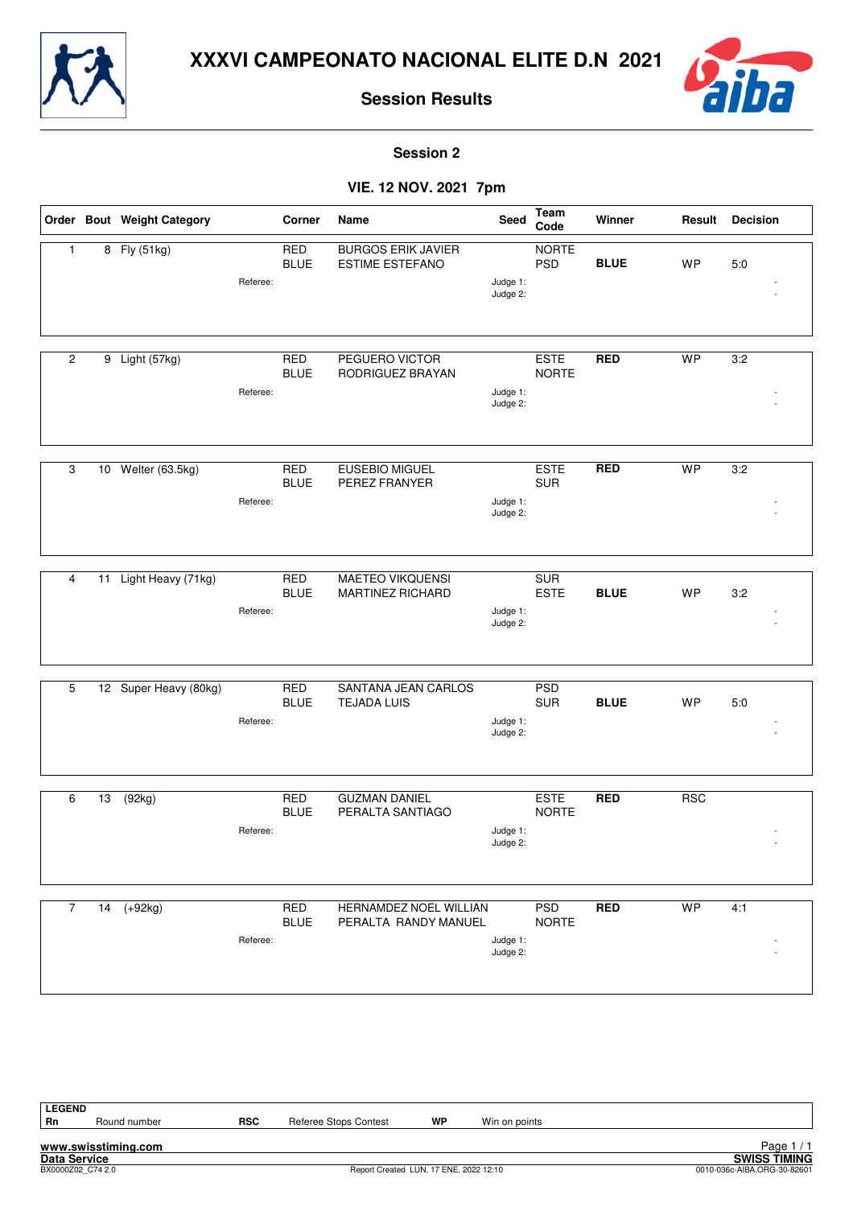# XXXVI CAMPEONATO NACIONAL ELITE D.N 2021

## Session Results

### Session 2

### VIE. 12 NOV. 2021 7pm

| Order | Bout | Weight Category | Corner | Name | Seed | Team Code | Winner | Result | Decision |
|---|---|---|---|---|---|---|---|---|---|
| 1 | 8 | Fly (51kg) | RED | BURGOS ERIK JAVIER | | NORTE | | | |
| | | | BLUE | ESTIME ESTEFANO | | PSD | **BLUE** | WP | 5:0 |
| | | Referee: | | | Judge 1: | | | | - |
| | | | | | Judge 2: | | | | - |
| 2 | 9 | Light (57kg) | RED | PEGUERO VICTOR | | ESTE | **RED** | WP | 3:2 |
| | | | BLUE | RODRIGUEZ BRAYAN | | NORTE | | | |
| | | Referee: | | | Judge 1: | | | | - |
| | | | | | Judge 2: | | | | - |
| 3 | 10 | Welter (63.5kg) | RED | EUSEBIO MIGUEL | | ESTE | **RED** | WP | 3:2 |
| | | | BLUE | PEREZ FRANYER | | SUR | | | |
| | | Referee: | | | Judge 1: | | | | - |
| | | | | | Judge 2: | | | | - |
| 4 | 11 | Light Heavy (71kg) | RED | MAETEO VIKQUENSI | | SUR | | | |
| | | | BLUE | MARTINEZ RICHARD | | ESTE | **BLUE** | WP | 3:2 |
| | | Referee: | | | Judge 1: | | | | - |
| | | | | | Judge 2: | | | | - |
| 5 | 12 | Super Heavy (80kg) | RED | SANTANA JEAN CARLOS | | PSD | | | |
| | | | BLUE | TEJADA LUIS | | SUR | **BLUE** | WP | 5:0 |
| | | Referee: | | | Judge 1: | | | | - |
| | | | | | Judge 2: | | | | - |
| 6 | 13 | (92kg) | RED | GUZMAN DANIEL | | ESTE | **RED** | RSC | |
| | | | BLUE | PERALTA SANTIAGO | | NORTE | | | |
| | | Referee: | | | Judge 1: | | | | - |
| | | | | | Judge 2: | | | | - |
| 7 | 14 | (+92kg) | RED | HERNAMDEZ NOEL WILLIAN | | PSD | **RED** | WP | 4:1 |
| | | | BLUE | PERALTA RANDY MANUEL | | NORTE | | | |
| | | Referee: | | | Judge 1: | | | | - |
| | | | | | Judge 2: | | | | - |

**LEGEND**

| Rn | Round number | RSC | Referee Stops Contest | WP | Win on points |
|---|---|---|---|---|---|

www.swisstiming.com
Data Service
BX0000Z02_C74 2.0
Report Created LUN. 17 ENE. 2022 12:10
SWISS TIMING
0010-036c-AIBA.ORG-30-82601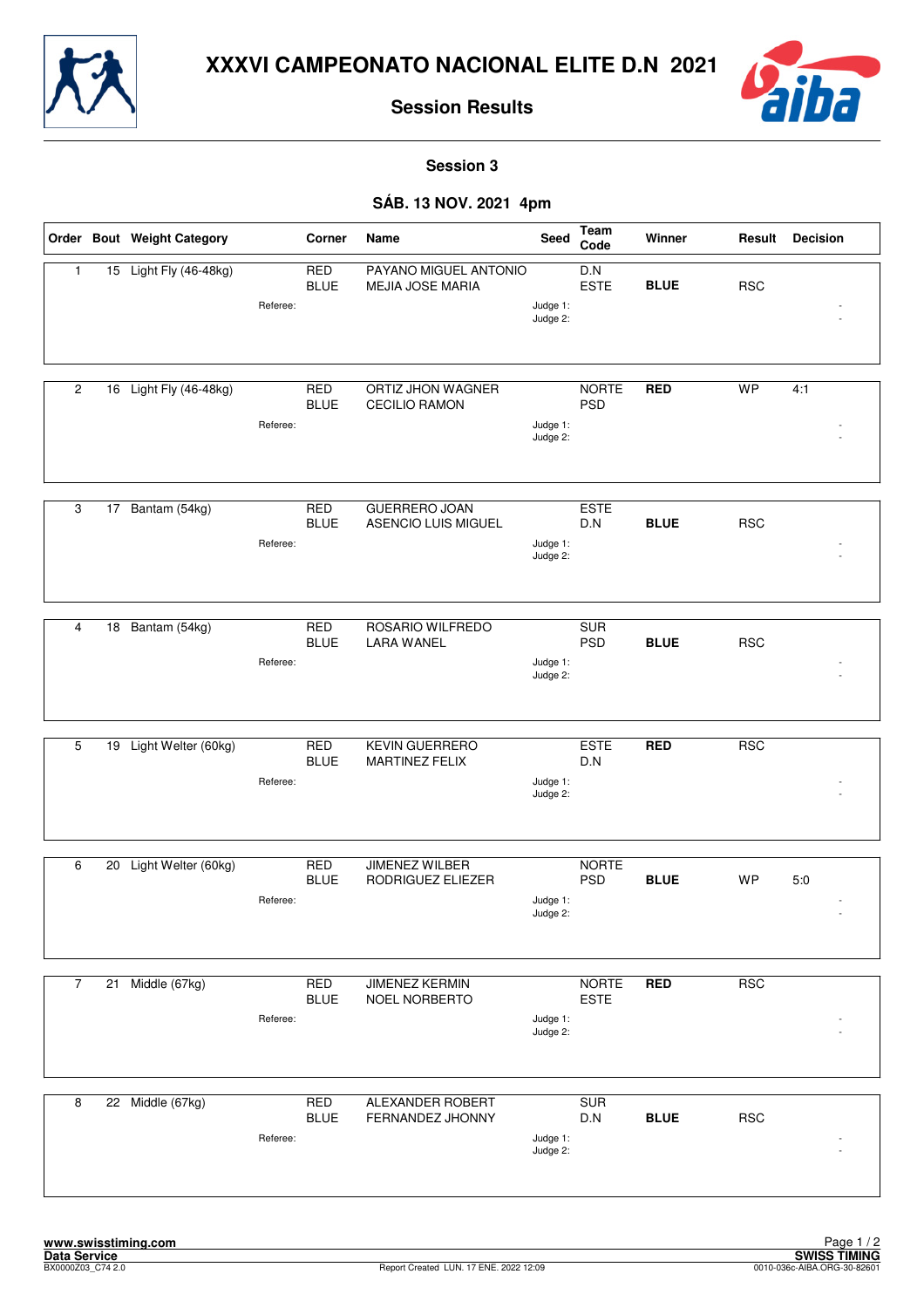# XXXVI CAMPEONATO NACIONAL ELITE D.N 2021

## Session Results

### Session 3

### SÁB. 13 NOV. 2021 4pm

| Order | Bout | Weight Category | Corner | Name | Seed | Team Code | Winner | Result | Decision |
|---|---|---|---|---|---|---|---|---|---|
| 1 | 15 | Light Fly (46-48kg) | RED | PAYANO MIGUEL ANTONIO | | D.N | | | |
| | | | BLUE | MEJIA JOSE MARIA | | ESTE | **BLUE** | RSC | |
| | | Referee: | | | Judge 1: | | | | - |
| | | | | | Judge 2: | | | | - |
| 2 | 16 | Light Fly (46-48kg) | RED | ORTIZ JHON WAGNER | | NORTE | **RED** | WP | 4:1 |
| | | | BLUE | CECILIO RAMON | | PSD | | | |
| | | Referee: | | | Judge 1: | | | | - |
| | | | | | Judge 2: | | | | - |
| 3 | 17 | Bantam (54kg) | RED | GUERRERO JOAN | | ESTE | | | |
| | | | BLUE | ASENCIO LUIS MIGUEL | | D.N | **BLUE** | RSC | |
| | | Referee: | | | Judge 1: | | | | - |
| | | | | | Judge 2: | | | | - |
| 4 | 18 | Bantam (54kg) | RED | ROSARIO WILFREDO | | SUR | | | |
| | | | BLUE | LARA WANEL | | PSD | **BLUE** | RSC | |
| | | Referee: | | | Judge 1: | | | | - |
| | | | | | Judge 2: | | | | - |
| 5 | 19 | Light Welter (60kg) | RED | KEVIN GUERRERO | | ESTE | **RED** | RSC | |
| | | | BLUE | MARTINEZ FELIX | | D.N | | | |
| | | Referee: | | | Judge 1: | | | | - |
| | | | | | Judge 2: | | | | - |
| 6 | 20 | Light Welter (60kg) | RED | JIMENEZ WILBER | | NORTE | | | |
| | | | BLUE | RODRIGUEZ ELIEZER | | PSD | **BLUE** | WP | 5:0 |
| | | Referee: | | | Judge 1: | | | | - |
| | | | | | Judge 2: | | | | - |
| 7 | 21 | Middle (67kg) | RED | JIMENEZ KERMIN | | NORTE | **RED** | RSC | |
| | | | BLUE | NOEL NORBERTO | | ESTE | | | |
| | | Referee: | | | Judge 1: | | | | - |
| | | | | | Judge 2: | | | | - |
| 8 | 22 | Middle (67kg) | RED | ALEXANDER ROBERT | | SUR | | | |
| | | | BLUE | FERNANDEZ JHONNY | | D.N | **BLUE** | RSC | |
| | | Referee: | | | Judge 1: | | | | - |
| | | | | | Judge 2: | | | | - |

**www.swisstiming.com**
**Data Service**
BX0000Z03_C74 2.0

Report Created LUN. 17 ENE. 2022 12:09

**SWISS TIMING**
0010-036c-AIBA.ORG-30-82601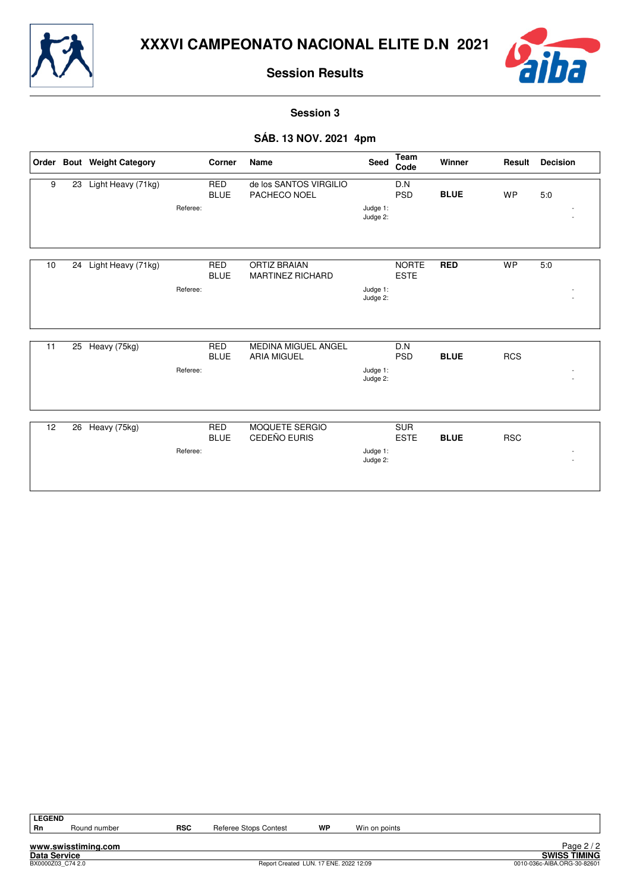# XXXVI CAMPEONATO NACIONAL ELITE D.N 2021

## Session Results

### Session 3

### SÁB. 13 NOV. 2021 4pm

| Order | Bout | Weight Category | Corner | Name | Seed | Team Code | Winner | Result | Decision |
|---|---|---|---|---|---|---|---|---|---|
| 9 | 23 | Light Heavy (71kg) | RED | de los SANTOS VIRGILIO | | D.N | | | |
| | | | BLUE | PACHECO NOEL | | PSD | **BLUE** | WP | 5:0 |
| | | Referee: | | | Judge 1: | | | | - |
| | | | | | Judge 2: | | | | - |
| 10 | 24 | Light Heavy (71kg) | RED | ORTIZ BRAIAN | | NORTE | **RED** | WP | 5:0 |
| | | | BLUE | MARTINEZ RICHARD | | ESTE | | | |
| | | Referee: | | | Judge 1: | | | | - |
| | | | | | Judge 2: | | | | - |
| 11 | 25 | Heavy (75kg) | RED | MEDINA MIGUEL ANGEL | | D.N | | | |
| | | | BLUE | ARIA MIGUEL | | PSD | **BLUE** | RCS | |
| | | Referee: | | | Judge 1: | | | | - |
| | | | | | Judge 2: | | | | - |
| 12 | 26 | Heavy (75kg) | RED | MOQUETE SERGIO | | SUR | | | |
| | | | BLUE | CEDEÑO EURIS | | ESTE | **BLUE** | RSC | |
| | | Referee: | | | Judge 1: | | | | - |
| | | | | | Judge 2: | | | | - |

**LEGEND**

| | | | | | |
|---|---|---|---|---|---|
| Rn | Round number | RSC | Referee Stops Contest | WP | Win on points |

www.swisstiming.com
Data Service
BX0000Z03_C74 2.0
Report Created LUN. 17 ENE. 2022 12:09
SWISS TIMING
0010-036c-AIBA.ORG-30-82601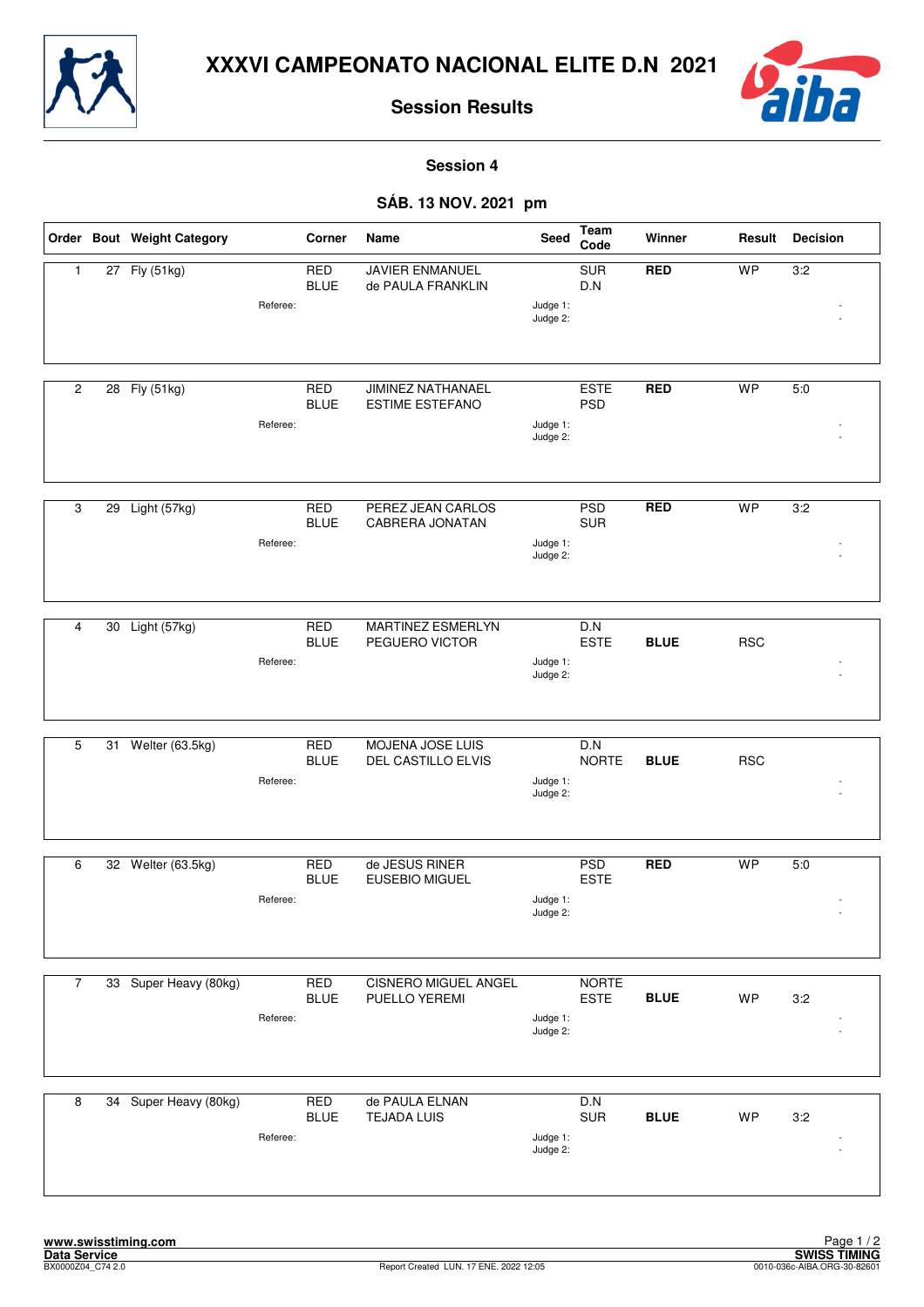# XXXVI CAMPEONATO NACIONAL ELITE D.N 2021

## Session Results

### Session 4

### SÁB. 13 NOV. 2021 pm

| Order | Bout | Weight Category | Corner | Name | Seed | Team Code | Winner | Result | Decision |
|---|---|---|---|---|---|---|---|---|---|
| 1 | 27 | Fly (51kg) | RED | JAVIER ENMANUEL | | SUR | **RED** | WP | 3:2 |
| | | | BLUE | de PAULA FRANKLIN | | D.N | | | |
| | | Referee: | | | Judge 1: | | | | - |
| | | | | | Judge 2: | | | | - |
| 2 | 28 | Fly (51kg) | RED | JIMINEZ NATHANAEL | | ESTE | **RED** | WP | 5:0 |
| | | | BLUE | ESTIME ESTEFANO | | PSD | | | |
| | | Referee: | | | Judge 1: | | | | - |
| | | | | | Judge 2: | | | | - |
| 3 | 29 | Light (57kg) | RED | PEREZ JEAN CARLOS | | PSD | **RED** | WP | 3:2 |
| | | | BLUE | CABRERA JONATAN | | SUR | | | |
| | | Referee: | | | Judge 1: | | | | - |
| | | | | | Judge 2: | | | | - |
| 4 | 30 | Light (57kg) | RED | MARTINEZ ESMERLYN | | D.N | | | |
| | | | BLUE | PEGUERO VICTOR | | ESTE | **BLUE** | RSC | |
| | | Referee: | | | Judge 1: | | | | - |
| | | | | | Judge 2: | | | | - |
| 5 | 31 | Welter (63.5kg) | RED | MOJENA JOSE LUIS | | D.N | | | |
| | | | BLUE | DEL CASTILLO ELVIS | | NORTE | **BLUE** | RSC | |
| | | Referee: | | | Judge 1: | | | | - |
| | | | | | Judge 2: | | | | - |
| 6 | 32 | Welter (63.5kg) | RED | de JESUS RINER | | PSD | **RED** | WP | 5:0 |
| | | | BLUE | EUSEBIO MIGUEL | | ESTE | | | |
| | | Referee: | | | Judge 1: | | | | - |
| | | | | | Judge 2: | | | | - |
| 7 | 33 | Super Heavy (80kg) | RED | CISNERO MIGUEL ANGEL | | NORTE | | | |
| | | | BLUE | PUELLO YEREMI | | ESTE | **BLUE** | WP | 3:2 |
| | | Referee: | | | Judge 1: | | | | - |
| | | | | | Judge 2: | | | | - |
| 8 | 34 | Super Heavy (80kg) | RED | de PAULA ELNAN | | D.N | | | |
| | | | BLUE | TEJADA LUIS | | SUR | **BLUE** | WP | 3:2 |
| | | Referee: | | | Judge 1: | | | | - |
| | | | | | Judge 2: | | | | - |

www.swisstiming.com
Data Service
BX0000Z04_C74 2.0

Report Created LUN. 17 ENE. 2022 12:05

SWISS TIMING
0010-036c-AIBA.ORG-30-82601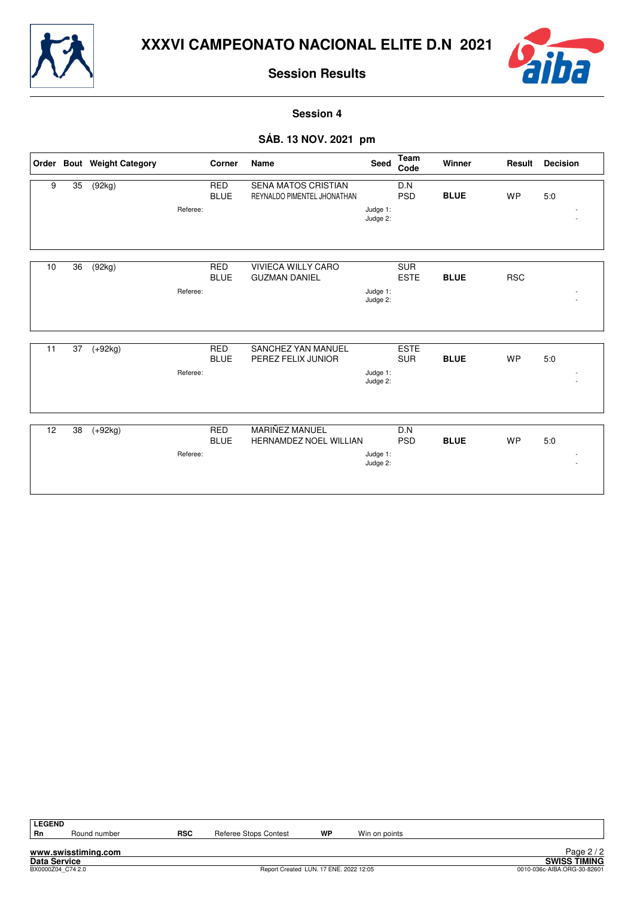# XXXVI CAMPEONATO NACIONAL ELITE D.N 2021

## Session Results

### Session 4

### SÁB. 13 NOV. 2021 pm

| Order | Bout | Weight Category | Corner | Name | Seed | Team Code | Winner | Result | Decision |
|---|---|---|---|---|---|---|---|---|---|
| 9 | 35 | (92kg) | RED | SENA MATOS CRISTIAN | | D.N | | | |
| | | | BLUE | REYNALDO PIMENTEL JHONATHAN | | PSD | **BLUE** | WP | 5:0 |
| | | Referee: | | | Judge 1: | | | | - |
| | | | | | Judge 2: | | | | - |
| 10 | 36 | (92kg) | RED | VIVIECA WILLY CARO | | SUR | | | |
| | | | BLUE | GUZMAN DANIEL | | ESTE | **BLUE** | RSC | |
| | | Referee: | | | Judge 1: | | | | - |
| | | | | | Judge 2: | | | | - |
| 11 | 37 | (+92kg) | RED | SANCHEZ YAN MANUEL | | ESTE | | | |
| | | | BLUE | PEREZ FELIX JUNIOR | | SUR | **BLUE** | WP | 5:0 |
| | | Referee: | | | Judge 1: | | | | - |
| | | | | | Judge 2: | | | | - |
| 12 | 38 | (+92kg) | RED | MARIÑEZ MANUEL | | D.N | | | |
| | | | BLUE | HERNAMDEZ NOEL WILLIAN | | PSD | **BLUE** | WP | 5:0 |
| | | Referee: | | | Judge 1: | | | | - |
| | | | | | Judge 2: | | | | - |

| LEGEND | | | | | |
|---|---|---|---|---|---|
| Rn | Round number | RSC | Referee Stops Contest | WP | Win on points |

www.swisstiming.com
Data Service
BX0000Z04_C74 2.0
Report Created LUN. 17 ENE. 2022 12:05
SWISS TIMING
0010-036c-AIBA.ORG-30-82601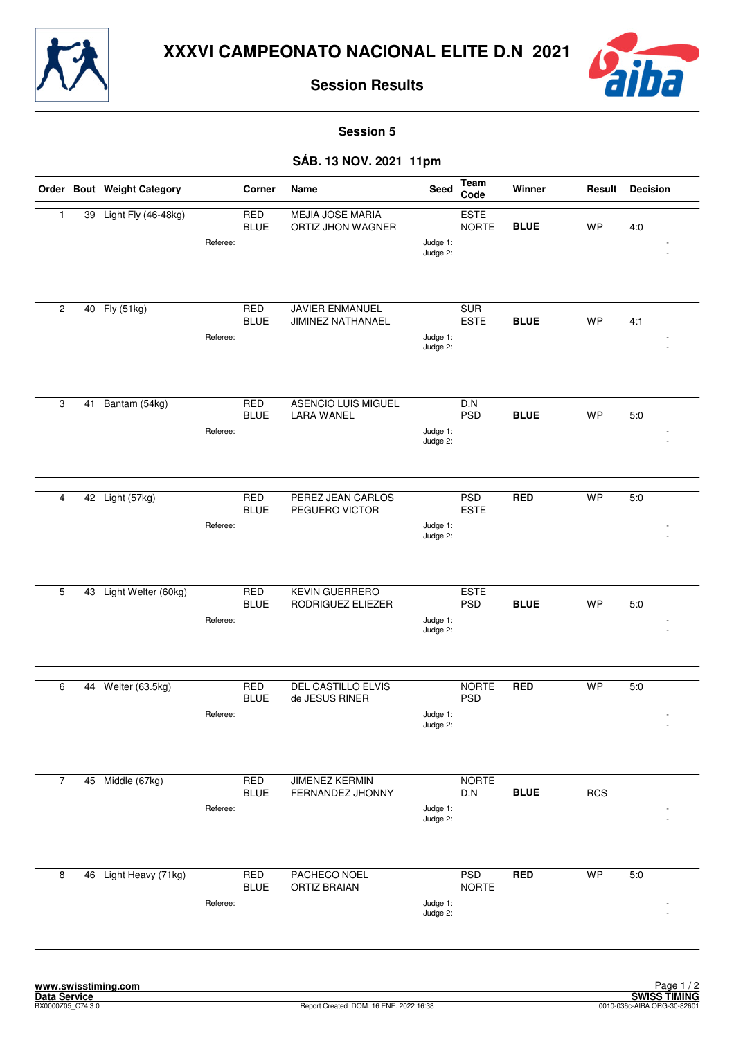# XXXVI CAMPEONATO NACIONAL ELITE D.N 2021

## Session Results

### Session 5

### SÁB. 13 NOV. 2021 11pm

| Order | Bout | Weight Category | Corner | Name | Seed | Team Code | Winner | Result | Decision |
|---|---|---|---|---|---|---|---|---|---|
| 1 | 39 | Light Fly (46-48kg) | RED | MEJIA JOSE MARIA | | ESTE | | | |
| | | | BLUE | ORTIZ JHON WAGNER | | NORTE | BLUE | WP | 4:0 |
| | | Referee: | | | Judge 1: | | | | - |
| | | | | | Judge 2: | | | | - |
| 2 | 40 | Fly (51kg) | RED | JAVIER ENMANUEL | | SUR | | | |
| | | | BLUE | JIMINEZ NATHANAEL | | ESTE | BLUE | WP | 4:1 |
| | | Referee: | | | Judge 1: | | | | - |
| | | | | | Judge 2: | | | | - |
| 3 | 41 | Bantam (54kg) | RED | ASENCIO LUIS MIGUEL | | D.N | | | |
| | | | BLUE | LARA WANEL | | PSD | BLUE | WP | 5:0 |
| | | Referee: | | | Judge 1: | | | | - |
| | | | | | Judge 2: | | | | - |
| 4 | 42 | Light (57kg) | RED | PEREZ JEAN CARLOS | | PSD | RED | WP | 5:0 |
| | | | BLUE | PEGUERO VICTOR | | ESTE | | | |
| | | Referee: | | | Judge 1: | | | | - |
| | | | | | Judge 2: | | | | - |
| 5 | 43 | Light Welter (60kg) | RED | KEVIN GUERRERO | | ESTE | | | |
| | | | BLUE | RODRIGUEZ ELIEZER | | PSD | BLUE | WP | 5:0 |
| | | Referee: | | | Judge 1: | | | | - |
| | | | | | Judge 2: | | | | - |
| 6 | 44 | Welter (63.5kg) | RED | DEL CASTILLO ELVIS | | NORTE | RED | WP | 5:0 |
| | | | BLUE | de JESUS RINER | | PSD | | | |
| | | Referee: | | | Judge 1: | | | | - |
| | | | | | Judge 2: | | | | - |
| 7 | 45 | Middle (67kg) | RED | JIMENEZ KERMIN | | NORTE | | | |
| | | | BLUE | FERNANDEZ JHONNY | | D.N | BLUE | RCS | |
| | | Referee: | | | Judge 1: | | | | - |
| | | | | | Judge 2: | | | | - |
| 8 | 46 | Light Heavy (71kg) | RED | PACHECO NOEL | | PSD | RED | WP | 5:0 |
| | | | BLUE | ORTIZ BRAIAN | | NORTE | | | |
| | | Referee: | | | Judge 1: | | | | - |
| | | | | | Judge 2: | | | | - |

**www.swisstiming.com**
**Data Service**
BX0000Z05_C74 3.0

Report Created DOM. 16 ENE. 2022 16:38

**SWISS TIMING**
0010-036c-AIBA.ORG-30-82601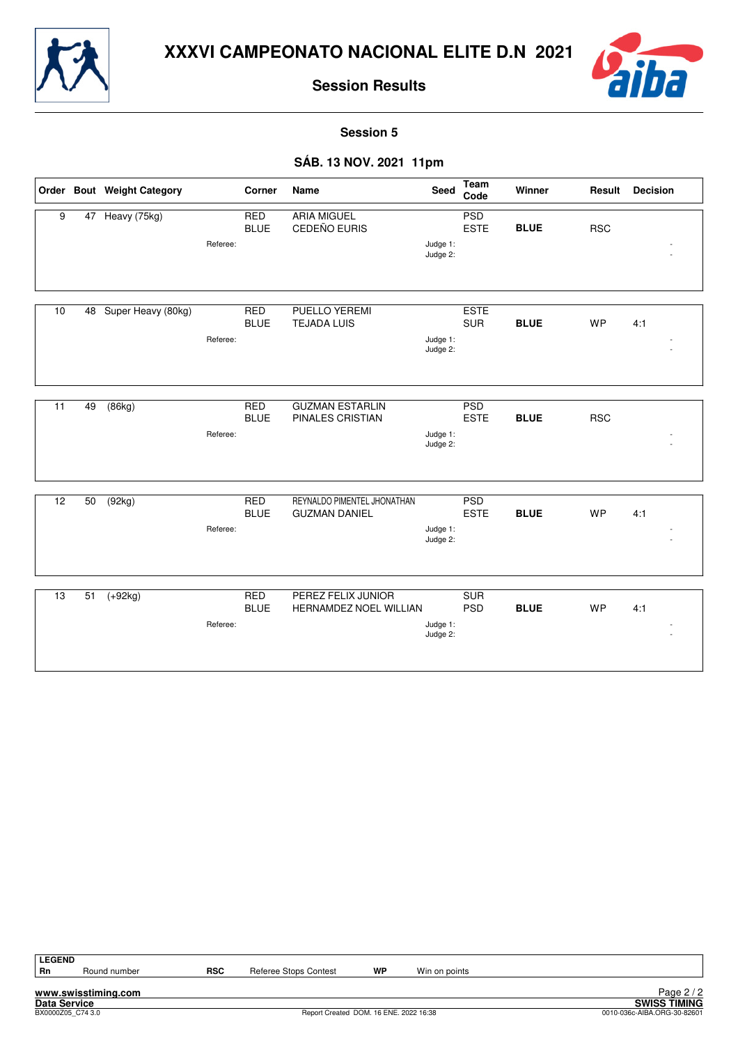# XXXVI CAMPEONATO NACIONAL ELITE D.N 2021

## Session Results

### Session 5

### SÁB. 13 NOV. 2021 11pm

| Order | Bout | Weight Category | Corner | Name | Seed | Team Code | Winner | Result | Decision |
|---|---|---|---|---|---|---|---|---|---|
| 9 | 47 | Heavy (75kg) | RED | ARIA MIGUEL | | PSD | | | |
| | | | BLUE | CEDEÑO EURIS | | ESTE | **BLUE** | RSC | |
| | | Referee: | | | Judge 1: | | | | - |
| | | | | | Judge 2: | | | | - |
| 10 | 48 | Super Heavy (80kg) | RED | PUELLO YEREMI | | ESTE | | | |
| | | | BLUE | TEJADA LUIS | | SUR | **BLUE** | WP | 4:1 |
| | | Referee: | | | Judge 1: | | | | - |
| | | | | | Judge 2: | | | | - |
| 11 | 49 | (86kg) | RED | GUZMAN ESTARLIN | | PSD | | | |
| | | | BLUE | PINALES CRISTIAN | | ESTE | **BLUE** | RSC | |
| | | Referee: | | | Judge 1: | | | | - |
| | | | | | Judge 2: | | | | - |
| 12 | 50 | (92kg) | RED | REYNALDO PIMENTEL JHONATHAN | | PSD | | | |
| | | | BLUE | GUZMAN DANIEL | | ESTE | **BLUE** | WP | 4:1 |
| | | Referee: | | | Judge 1: | | | | - |
| | | | | | Judge 2: | | | | - |
| 13 | 51 | (+92kg) | RED | PEREZ FELIX JUNIOR | | SUR | | | |
| | | | BLUE | HERNAMDEZ NOEL WILLIAN | | PSD | **BLUE** | WP | 4:1 |
| | | Referee: | | | Judge 1: | | | | - |
| | | | | | Judge 2: | | | | - |

**LEGEND**

| Rn | Round number | RSC | Referee Stops Contest | WP | Win on points |
|---|---|---|---|---|---|

www.swisstiming.com
Data Service
BX0000Z05_C74 3.0
Report Created DOM. 16 ENE. 2022 16:38
SWISS TIMING
0010-036c-AIBA.ORG-30-82601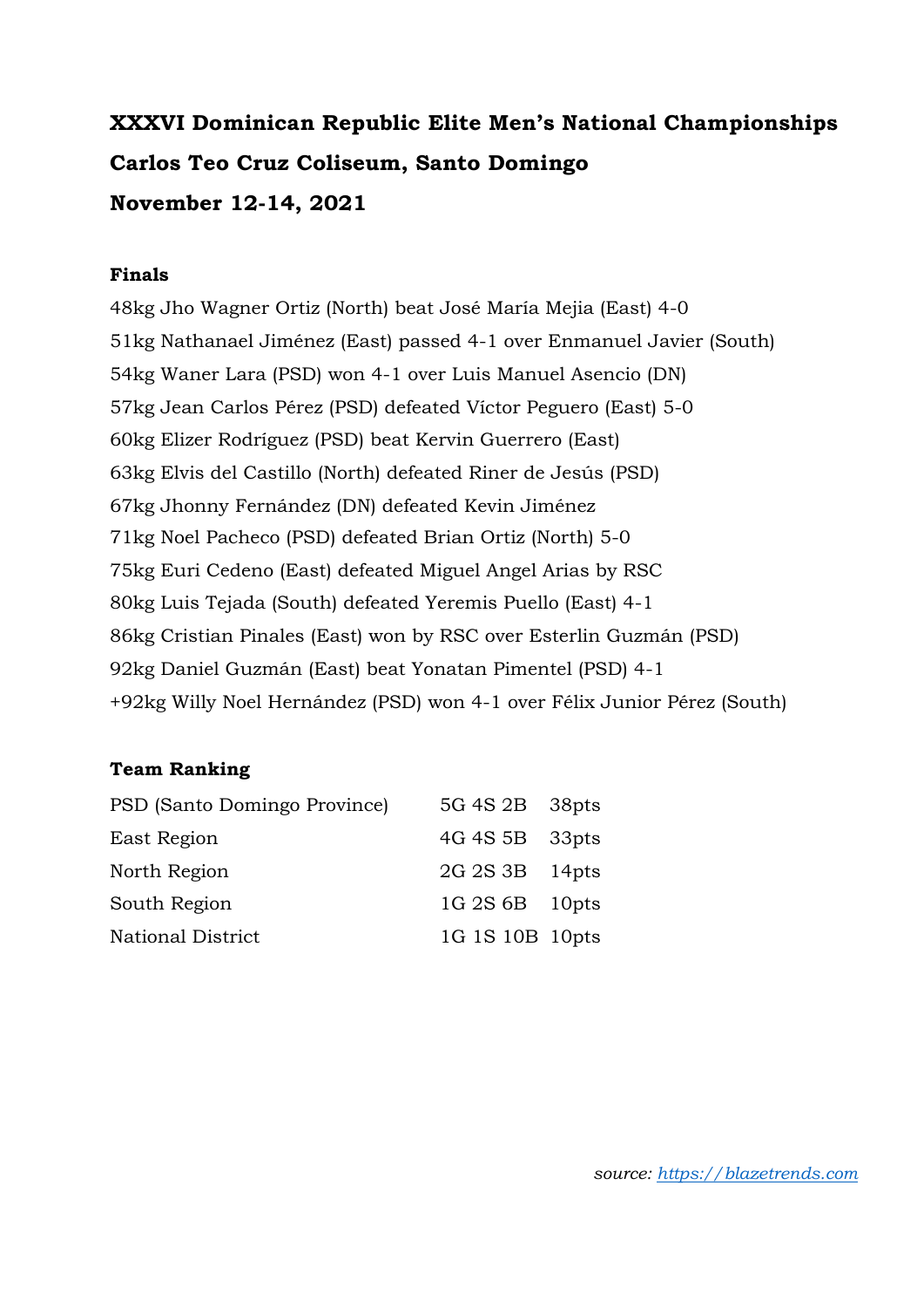**XXXVI Dominican Republic Elite Men's National Championships**

**Carlos Teo Cruz Coliseum, Santo Domingo**

**November 12-14, 2021**

**Finals**

48kg Jho Wagner Ortiz (North) beat José María Mejia (East) 4-0
51kg Nathanael Jiménez (East) passed 4-1 over Enmanuel Javier (South)
54kg Waner Lara (PSD) won 4-1 over Luis Manuel Asencio (DN)
57kg Jean Carlos Pérez (PSD) defeated Víctor Peguero (East) 5-0
60kg Elizer Rodríguez (PSD) beat Kervin Guerrero (East)
63kg Elvis del Castillo (North) defeated Riner de Jesús (PSD)
67kg Jhonny Fernández (DN) defeated Kevin Jiménez
71kg Noel Pacheco (PSD) defeated Brian Ortiz (North) 5-0
75kg Euri Cedeno (East) defeated Miguel Angel Arias by RSC
80kg Luis Tejada (South) defeated Yeremis Puello (East) 4-1
86kg Cristian Pinales (East) won by RSC over Esterlin Guzmán (PSD)
92kg Daniel Guzmán (East) beat Yonatan Pimentel (PSD) 4-1
+92kg Willy Noel Hernández (PSD) won 4-1 over Félix Junior Pérez (South)

**Team Ranking**

| | | |
|---|---|---|
| PSD (Santo Domingo Province) | 5G 4S 2B | 38pts |
| East Region | 4G 4S 5B | 33pts |
| North Region | 2G 2S 3B | 14pts |
| South Region | 1G 2S 6B | 10pts |
| National District | 1G 1S 10B | 10pts |

*source: https://blazetrends.com*